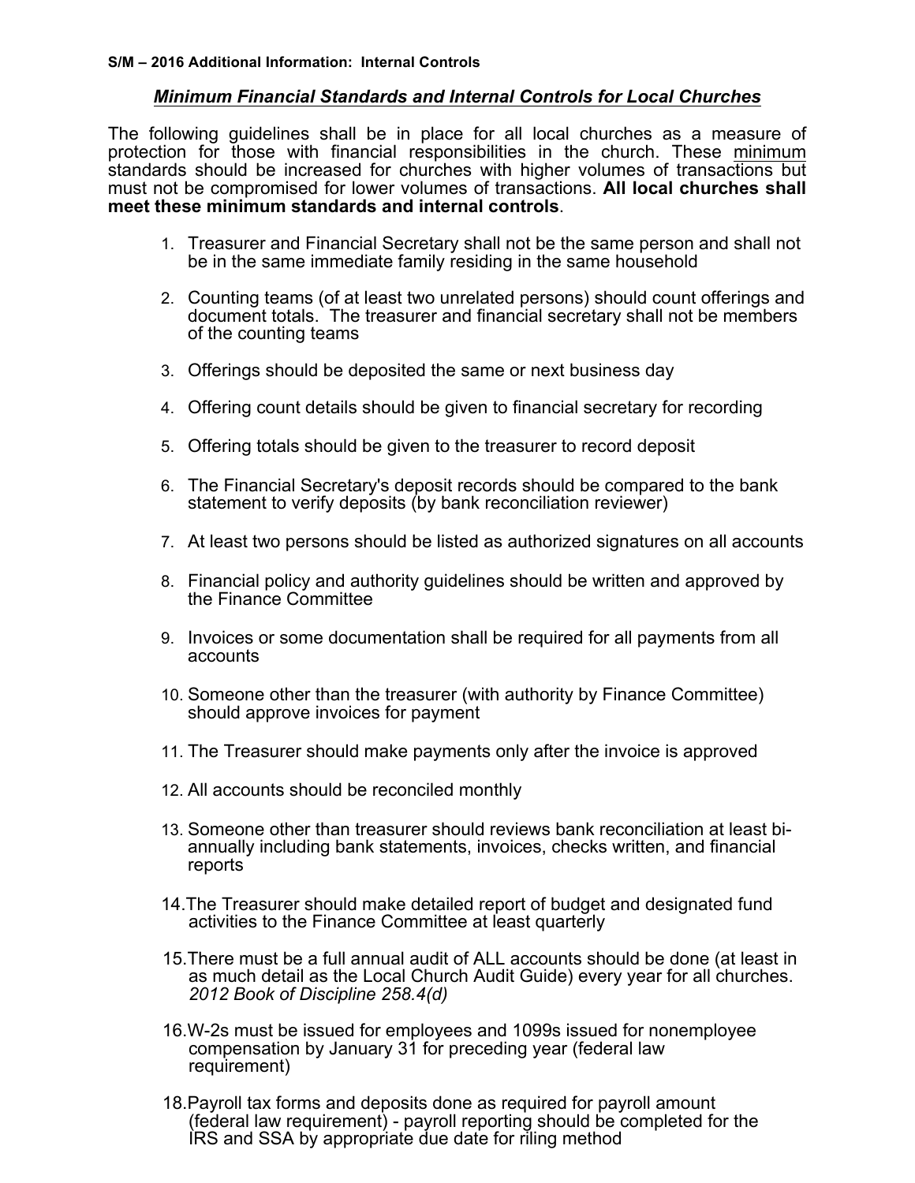**S/M – 2016 Additional Information: Internal Controls**

## ***Minimum Financial Standards and Internal Controls for Local Churches***

The following guidelines shall be in place for all local churches as a measure of protection for those with financial responsibilities in the church. These minimum standards should be increased for churches with higher volumes of transactions but must not be compromised for lower volumes of transactions. **All local churches shall meet these minimum standards and internal controls**.

1. Treasurer and Financial Secretary shall not be the same person and shall not be in the same immediate family residing in the same household

2. Counting teams (of at least two unrelated persons) should count offerings and document totals. The treasurer and financial secretary shall not be members of the counting teams

3. Offerings should be deposited the same or next business day

4. Offering count details should be given to financial secretary for recording

5. Offering totals should be given to the treasurer to record deposit

6. The Financial Secretary's deposit records should be compared to the bank statement to verify deposits (by bank reconciliation reviewer)

7. At least two persons should be listed as authorized signatures on all accounts

8. Financial policy and authority guidelines should be written and approved by the Finance Committee

9. Invoices or some documentation shall be required for all payments from all accounts

10. Someone other than the treasurer (with authority by Finance Committee) should approve invoices for payment

11. The Treasurer should make payments only after the invoice is approved

12. All accounts should be reconciled monthly

13. Someone other than treasurer should reviews bank reconciliation at least bi-annually including bank statements, invoices, checks written, and financial reports

14. The Treasurer should make detailed report of budget and designated fund activities to the Finance Committee at least quarterly

15. There must be a full annual audit of ALL accounts should be done (at least in as much detail as the Local Church Audit Guide) every year for all churches. *2012 Book of Discipline 258.4(d)*

16. W-2s must be issued for employees and 1099s issued for nonemployee compensation by January 31 for preceding year (federal law requirement)

18. Payroll tax forms and deposits done as required for payroll amount (federal law requirement) - payroll reporting should be completed for the IRS and SSA by appropriate due date for riling method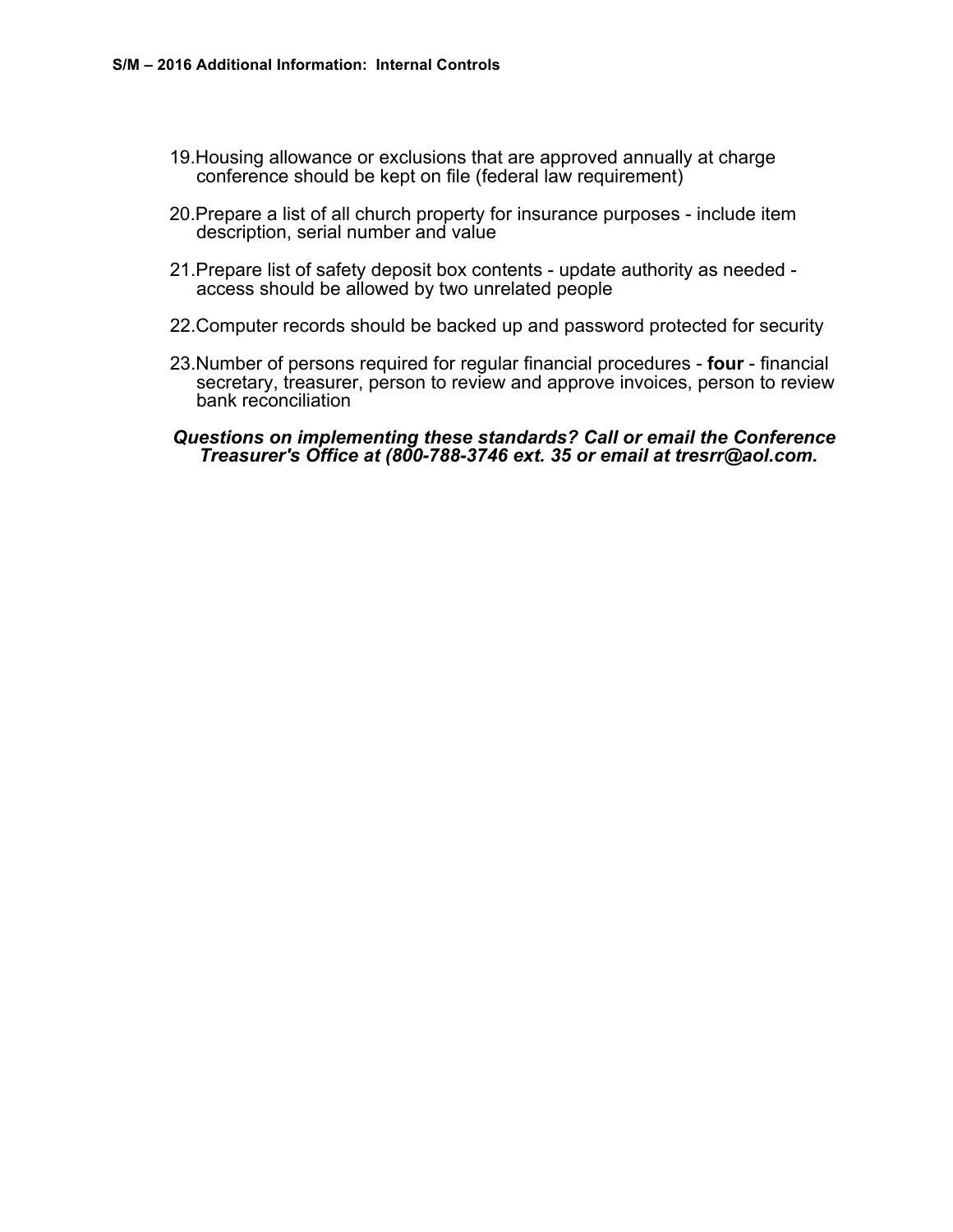19. Housing allowance or exclusions that are approved annually at charge conference should be kept on file (federal law requirement)

20. Prepare a list of all church property for insurance purposes - include item description, serial number and value

21. Prepare list of safety deposit box contents - update authority as needed - access should be allowed by two unrelated people

22. Computer records should be backed up and password protected for security

23. Number of persons required for regular financial procedures - **four** - financial secretary, treasurer, person to review and approve invoices, person to review bank reconciliation

***Questions on implementing these standards? Call or email the Conference Treasurer's Office at (800-788-3746 ext. 35 or email at tresrr@aol.com.***